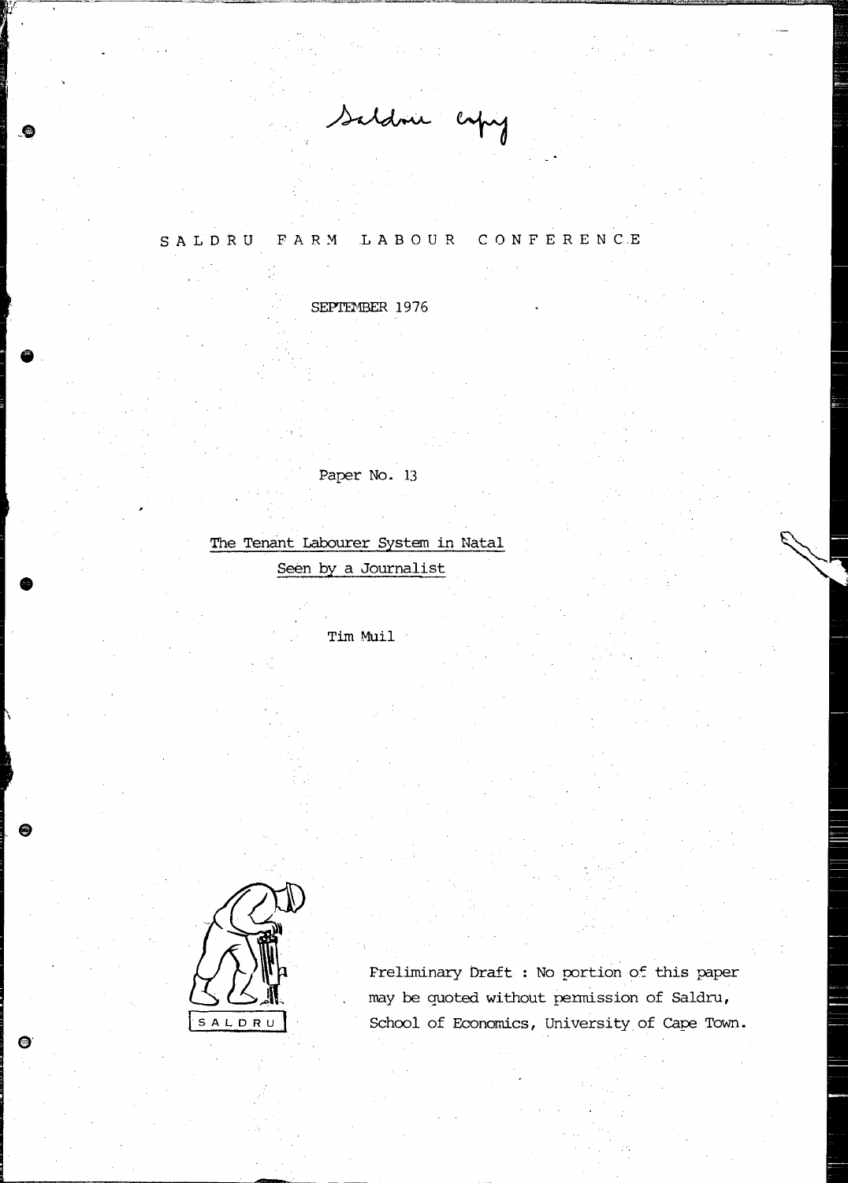Saldru copy

# SALDRU FARM LABOUR CONFERENCE

SEPTEMBER 1976

Paper No. 13

## The Tenant Labourer System in Natal Seen by a Journalist

Tim Muil

SALDRU

Preliminary Draft : No portion of this paper may be quoted without permission of Saldru, School of Economics, University of Cape Town.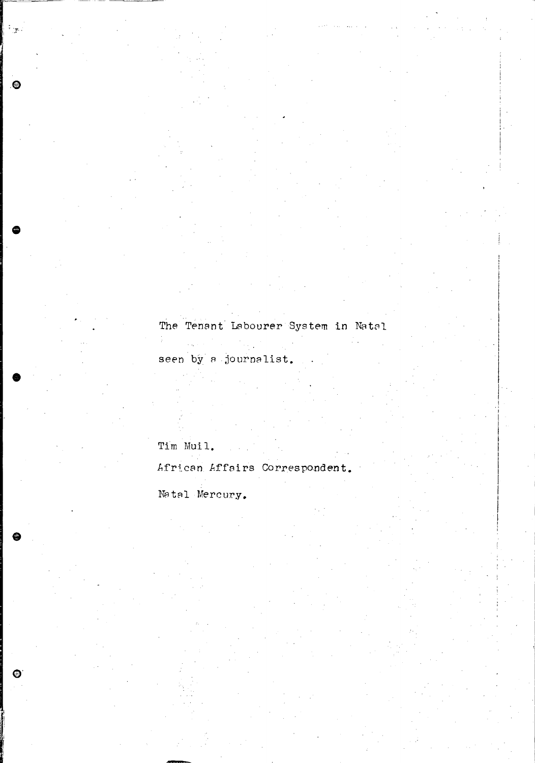The Tenant Labourer System in Natal

seen by a journalist.

Tim Muil.

African Affairs Correspondent.

Natal Mercury.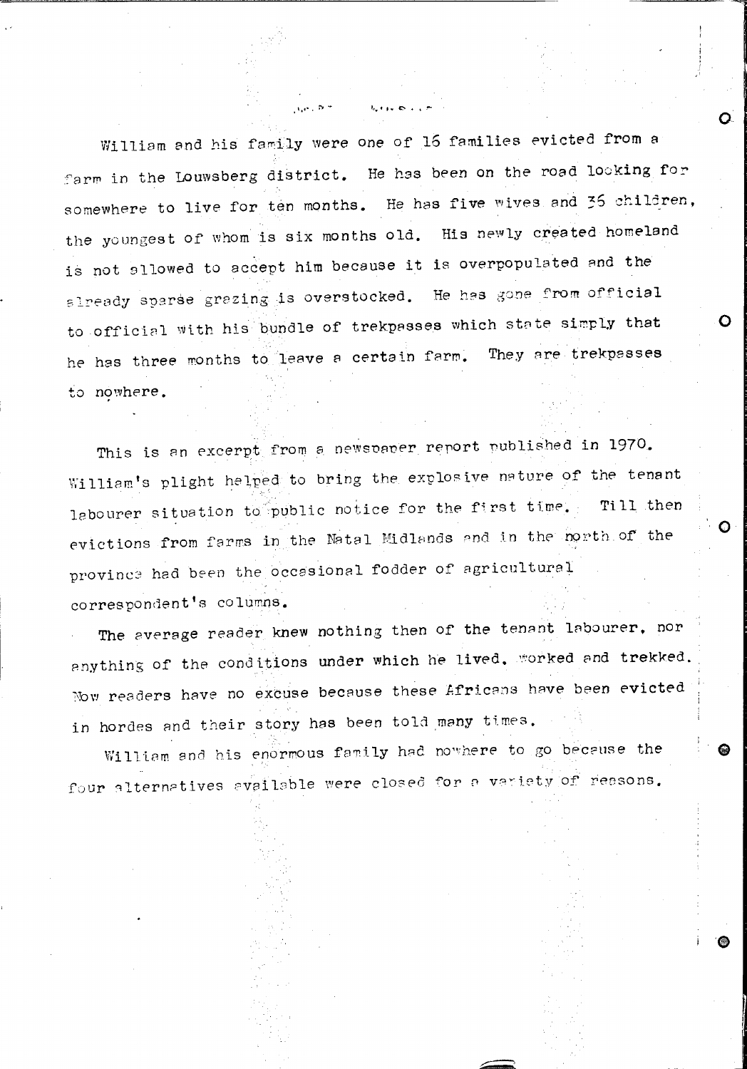William and his family were one of 16 families evicted from a farm in the Louwsberg district. He has been on the road looking for somewhere to live for ten months. He has five wives and 35 children, the youngest of whom is six months old. His newly created homeland is not allowed to accept him because it is overpopulated and the already sparse grazing is overstocked. He has gone from official to official with his bundle of trekpasses which state simply that he has three months to leave a certain farm. They are trekpasses to nowhere.

This is an excerpt from a newspaper report published in 1970. William's plight helped to bring the explosive nature of the tenant labourer situation to public notice for the first time. Till then evictions from farms in the Natal Midlands and in the north of the province had been the occasional fodder of agricultural correspondent's columns.

The average reader knew nothing then of the tenant labourer, nor anything of the conditions under which he lived, worked and trekked. Now readers have no excuse because these Africans have been evicted in hordes and their story has been told many times.

William and his enormous family had nowhere to go because the four alternatives available were closed for a variety of reasons.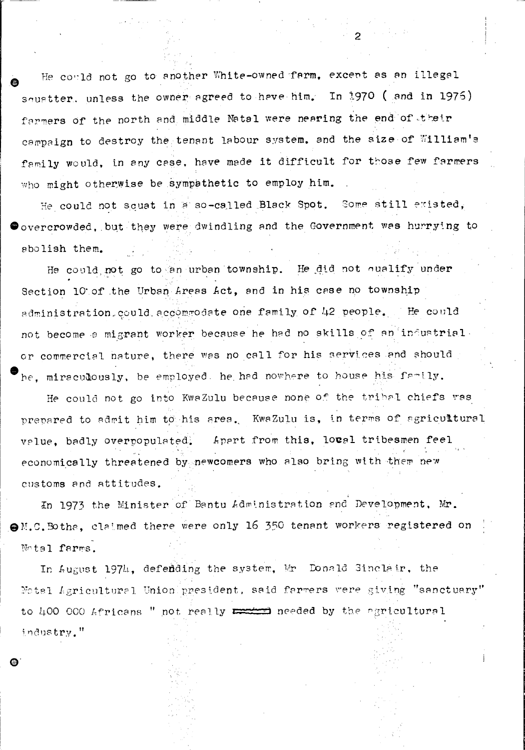He could not go to another White-owned farm, except as an illegal squatter, unless the owner agreed to have him. In 1970 ( and in 1975) farmers of the north and middle Natal were nearing the end of their campaign to destroy the tenant labour system, and the size of William's family would, in any case, have made it difficult for those few farmers who might otherwise be sympathetic to employ him.

He could not squat in a so-called Black Spot. Some still existed, overcrowded, but they were dwindling and the Government was hurrying to abolish them.

He could not go to an urban township. He did not qualify under Section 10 of the Urban Areas Act, and in his case no township administration could accommodate one family of 42 people. He could not become a migrant worker because he had no skills of an industrial or commercial nature, there was no call for his services and should he, miraculously, be employed he had nowhere to house his family.

He could not go into KwaZulu because none of the tribal chiefs was prepared to admit him to his area. KwaZulu is, in terms of agricultural value, badly overpopulated. Apart from this, local tribesmen feel economically threatened by newcomers who also bring with them new customs and attitudes.

In 1973 the Minister of Bantu Administration and Development, Mr. M.C.Botha, claimed there were only 16 350 tenant workers registered on Natal farms.

In August 1974, defending the system, Mr Donald Sinclair, the Natal Agricultural Union president, said farmers were giving "sanctuary" to 400 000 Africans " not really needed by the agricultural industry."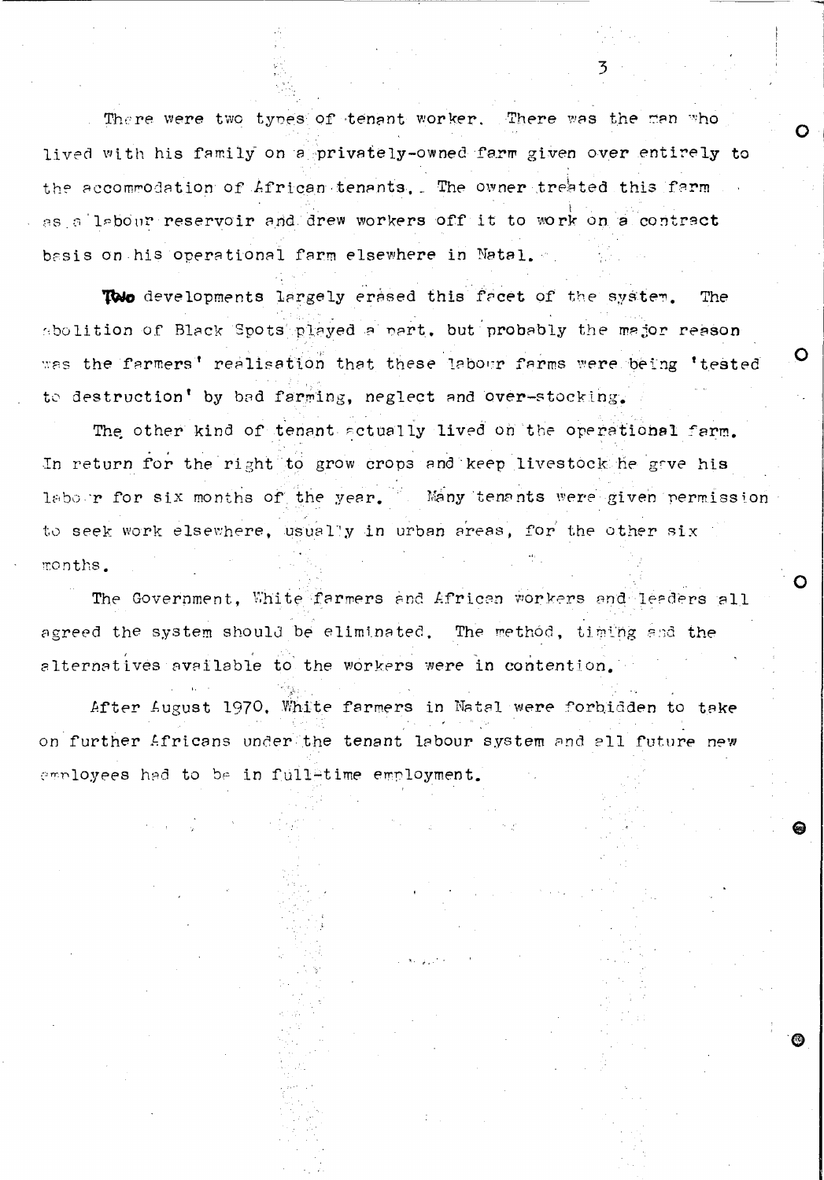There were two types of tenant worker. There was the man who lived with his family on a privately-owned farm given over entirely to the accommodation of African tenants. The owner treated this farm as a labour reservoir and drew workers off it to work on a contract basis on his operational farm elsewhere in Natal.

Two developments largely erased this facet of the system. The abolition of Black Spots played a part, but probably the major reason was the farmers' realisation that these labour farms were being 'tested to destruction' by bad farming, neglect and over-stocking.

The other kind of tenant actually lived on the operational farm. In return for the right to grow crops and keep livestock he gave his labour for six months of the year. Many tenants were given permission to seek work elsewhere, usually in urban areas, for the other six months.

The Government, White farmers and African workers and leaders all agreed the system should be eliminated. The method, timing and the alternatives available to the workers were in contention.

After August 1970, White farmers in Natal were forbidden to take on further Africans under the tenant labour system and all future new employees had to be in full-time employment.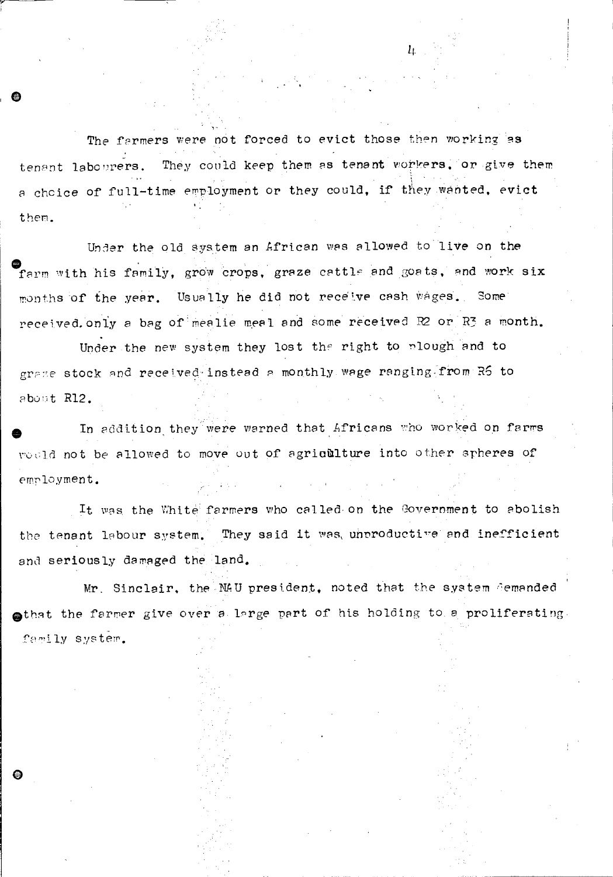The farmers were not forced to evict those then working as tenant labourers. They could keep them as tenant workers, or give them a choice of full-time employment or they could, if they wanted, evict them.

Under the old system an African was allowed to live on the farm with his family, grow crops, graze cattle and goats, and work six months of the year. Usually he did not receive cash wages. Some received only a bag of mealie meal and some received R2 or R3 a month.

Under the new system they lost the right to plough and to graze stock and received instead a monthly wage ranging from R6 to about R12.

In addition they were warned that Africans who worked on farms would not be allowed to move out of agriculture into other spheres of employment.

It was the White farmers who called on the Government to abolish the tenant labour system. They said it was unproductive and inefficient and seriously damaged the land.

Mr. Sinclair, the NAU president, noted that the system demanded that the farmer give over a large part of his holding to a proliferating family system.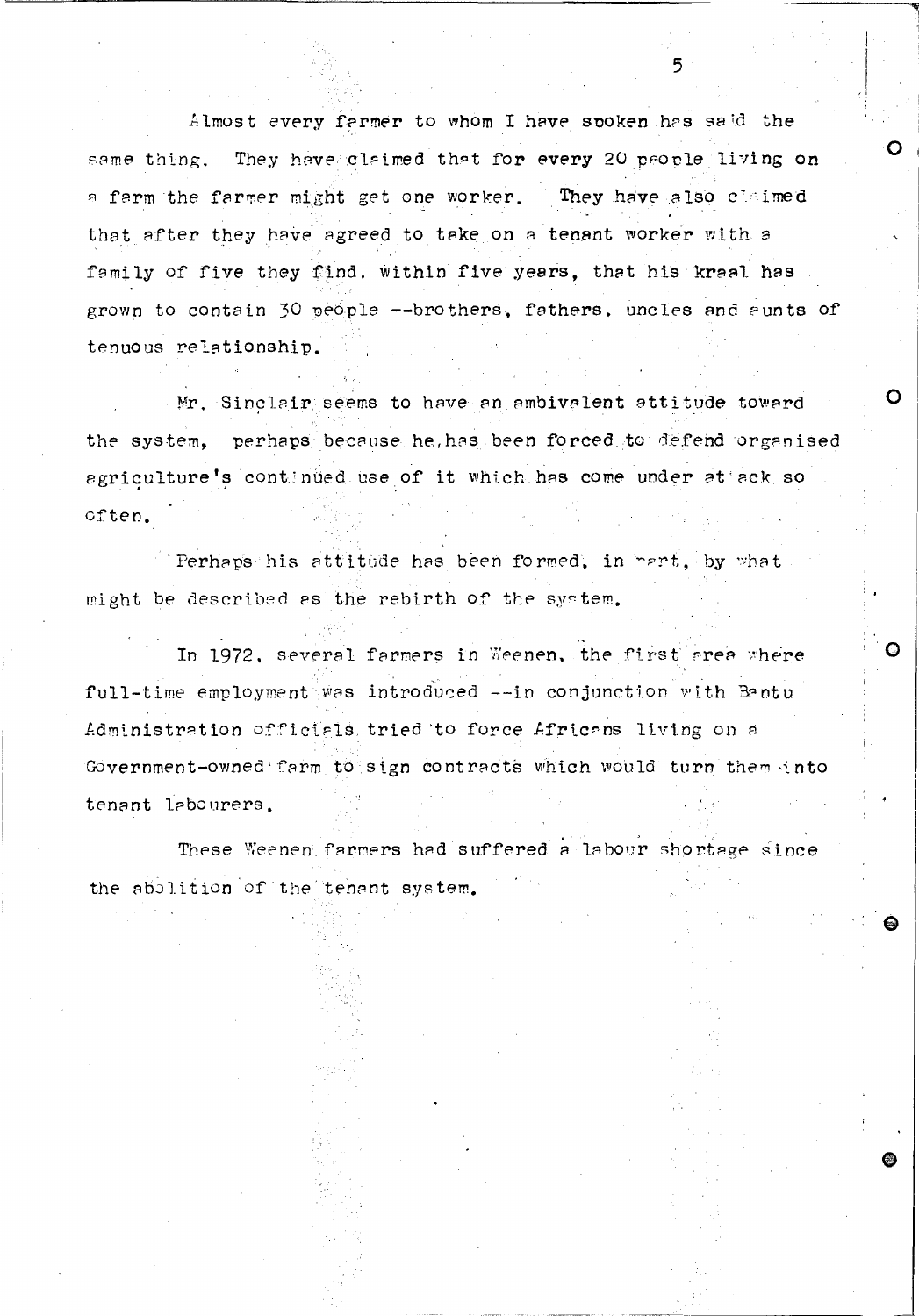Almost every farmer to whom I have spoken has said the same thing. They have claimed that for every 20 people living on a farm the farmer might get one worker. They have also claimed that after they have agreed to take on a tenant worker with a family of five they find, within five years, that his kraal has grown to contain 30 people --brothers, fathers, uncles and aunts of tenuous relationship.

Mr. Sinclair seems to have an ambivalent attitude toward the system, perhaps because he has been forced to defend organised agriculture's continued use of it which has come under attack so often.

Perhaps his attitude has been formed, in part, by what might be described as the rebirth of the system.

In 1972, several farmers in Weenen, the first area where full-time employment was introduced --in conjunction with Bantu Administration officials tried to force Africans living on a Government-owned farm to sign contracts which would turn them into tenant labourers.

These Weenen farmers had suffered a labour shortage since the abolition of the tenant system.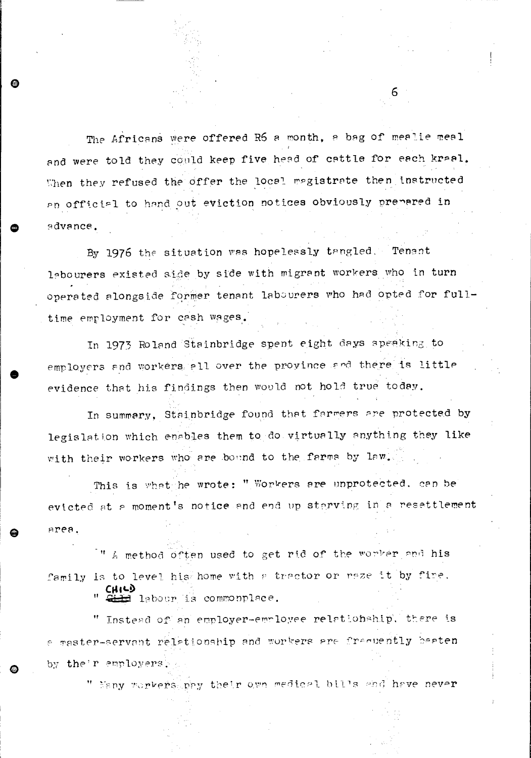The Africans were offered R6 a month, a bag of mealie meal and were told they could keep five head of cattle for each kraal. When they refused the offer the local magistrate then instructed an official to hand out eviction notices obviously prepared in advance.

By 1976 the situation was hopelessly tangled. Tenant labourers existed side by side with migrant workers who in turn operated alongside former tenant labourers who had opted for full-time employment for cash wages.

In 1973 Roland Stainbridge spent eight days speaking to employers and workers all over the province and there is little evidence that his findings then would not hold true today.

In summary, Stainbridge found that farmers are protected by legislation which enables them to do virtually anything they like with their workers who are bound to the farms by law.

This is what he wrote: " Workers are unprotected, can be evicted at a moment's notice and end up starving in a resettlement area.

" A method often used to get rid of the worker and his family is to level his home with a tractor or raze it by fire.

" CHILD labour is commonplace.

" Instead of an employer-employee relationship, there is a master-servant relationship and workers are frequently beaten by their employers.

" Many workers pay their own medical bills and have never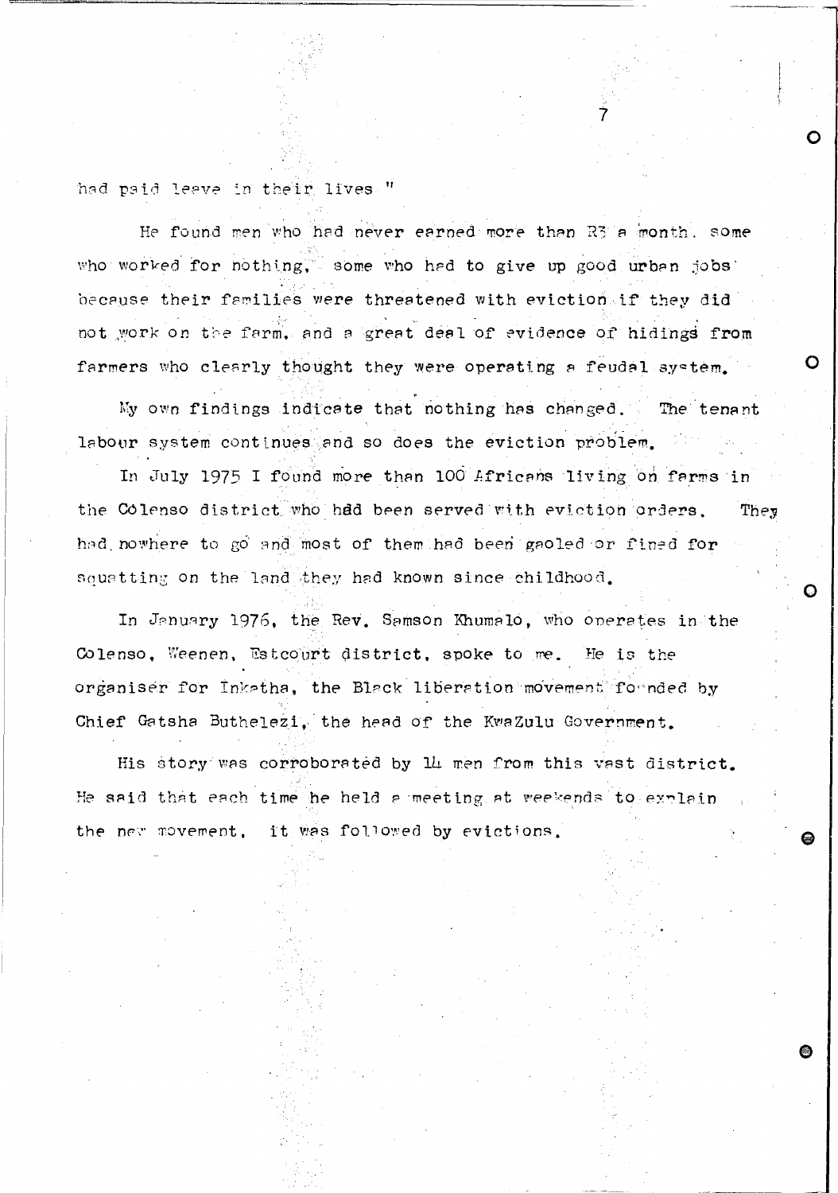had paid leave in their lives "

He found men who had never earned more than R3 a month, some who worked for nothing, some who had to give up good urban jobs because their families were threatened with eviction if they did not work on the farm, and a great deal of evidence of hidings from farmers who clearly thought they were operating a feudal system.

My own findings indicate that nothing has changed. The tenant labour system continues and so does the eviction problem.

In July 1975 I found more than 100 Africans living on farms in the Colenso district who had been served with eviction orders. They had nowhere to go and most of them had been gaoled or fined for squatting on the land they had known since childhood.

In January 1976, the Rev. Samson Khumalo, who operates in the Colenso, Weenen, Estcourt district, spoke to me. He is the organiser for Inkatha, the Black liberation movement founded by Chief Gatsha Buthelezi, the head of the KwaZulu Government.

His story was corroborated by 14 men from this vast district. He said that each time he held a meeting at weekends to explain the new movement, it was followed by evictions.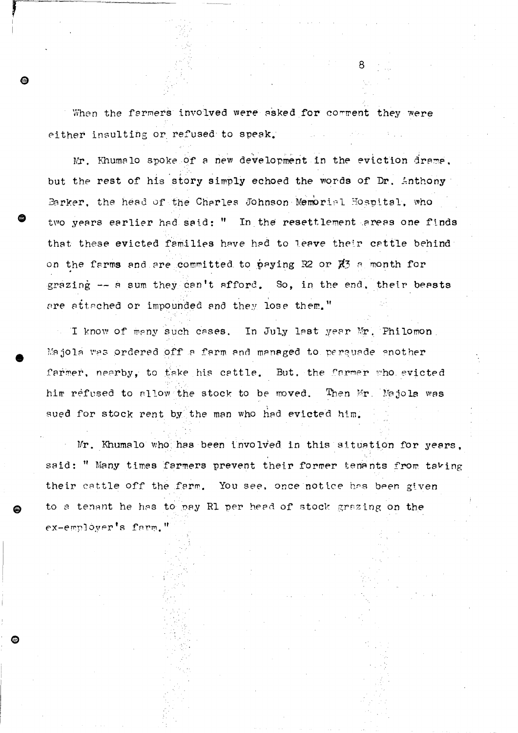When the farmers involved were asked for comment they were either insulting or refused to speak.

Mr. Khumalo spoke of a new development in the eviction drama, but the rest of his story simply echoed the words of Dr. Anthony Barker, the head of the Charles Johnson Memorial Hospital, who two years earlier had said: " In the resettlement areas one finds that these evicted families have had to leave their cattle behind on the farms and are committed to paying R2 or R3 a month for grazing -- a sum they can't afford. So, in the end, their beasts are attached or impounded and they lose them."

I know of many such cases. In July last year Mr. Philomon Majola was ordered off a farm and managed to persuade another farmer, nearby, to take his cattle. But, the farmer who evicted him refused to allow the stock to be moved. Then Mr. Majola was sued for stock rent by the man who had evicted him.

Mr. Khumalo who has been involved in this situation for years, said: " Many times farmers prevent their former tenants from taking their cattle off the farm. You see, once notice has been given to a tenant he has to pay R1 per head of stock grazing on the ex-employer's farm."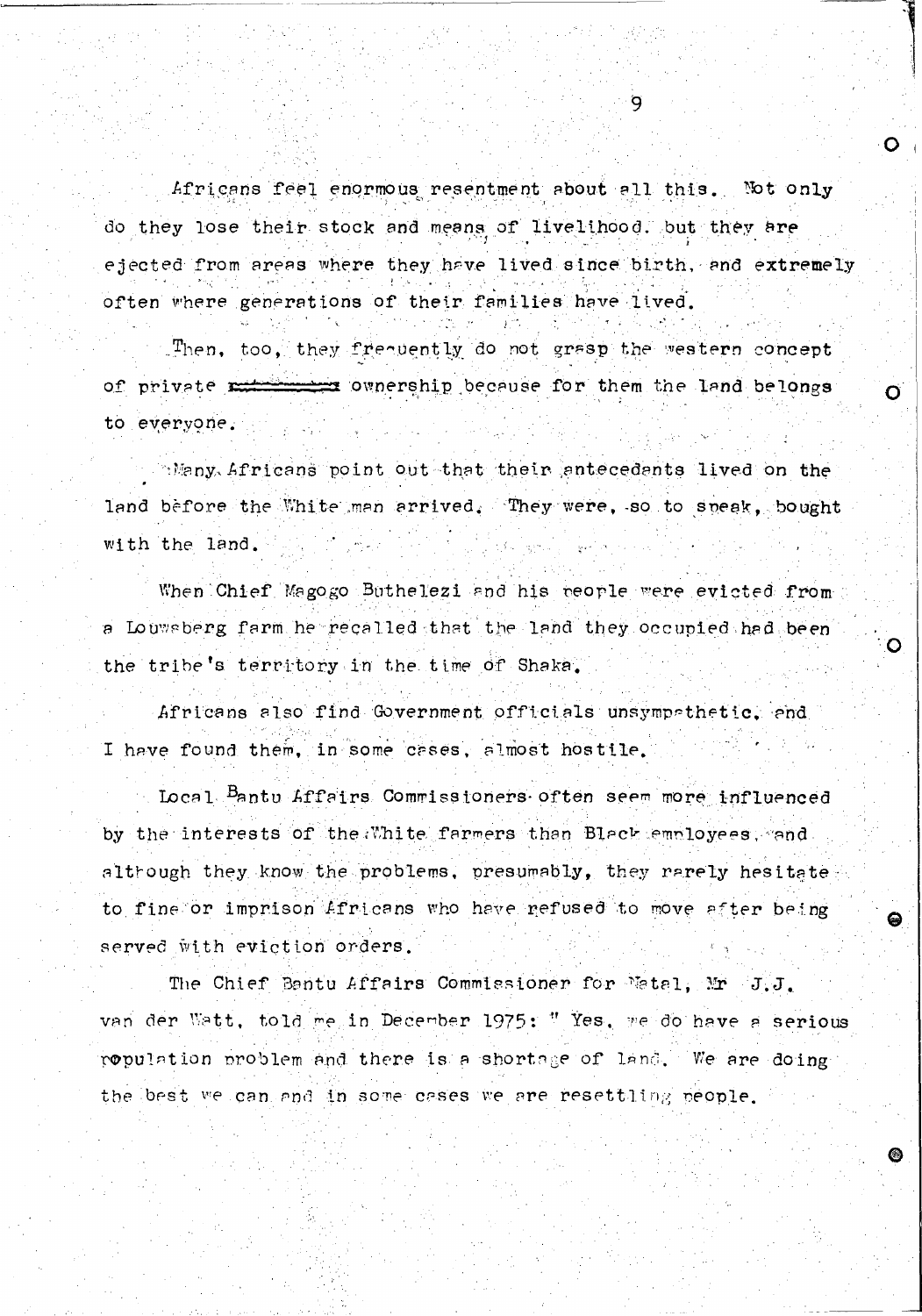Africans feel enormous resentment about all this. Not only do they lose their stock and means of livelihood but they are ejected from areas where they have lived since birth, and extremely often where generations of their families have lived.

Then, too, they frequently do not grasp the western concept of private ownership because for them the land belongs to everyone.

Many Africans point out that their antecedents lived on the land before the White man arrived. They were, so to speak, bought with the land.

When Chief Magogo Buthelezi and his people were evicted from a Louwsberg farm he recalled that the land they occupied had been the tribe's territory in the time of Shaka.

Africans also find Government officials unsympathetic, and I have found them, in some cases, almost hostile.

Local Bantu Affairs Commissioners often seem more influenced by the interests of the White farmers than Black employees, and although they know the problems, presumably, they rarely hesitate to fine or imprison Africans who have refused to move after being served with eviction orders.

The Chief Bantu Affairs Commissioner for Natal, Mr J.J. van der Watt, told me in December 1975: " Yes, we do have a serious population problem and there is a shortage of land. We are doing the best we can and in some cases we are resettling people.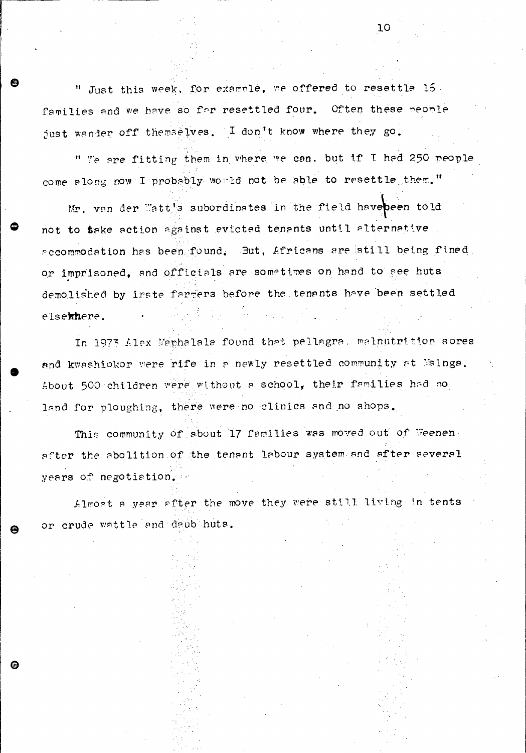" Just this week, for example, we offered to resettle 15 families and we have so far resettled four. Often these people just wander off themselves. I don't know where they go.

" We are fitting them in where we can, but if I had 250 people come along now I probably would not be able to resettle them."

Mr. van der Watt's subordinates in the field have been told not to take action against evicted tenants until alternative accommodation has been found. But, Africans are still being fined or imprisoned, and officials are sometimes on hand to see huts demolished by irate farmers before the tenants have been settled elsewhere.

In 1973 Alex Maphalala found that pellagra, malnutrition sores and kwashiokor were rife in a newly resettled community at Msinga. About 500 children were without a school, their families had no land for ploughing, there were no clinics and no shops.

This community of about 17 families was moved out of Weenen after the abolition of the tenant labour system and after several years of negotiation.

Almost a year after the move they were still living in tents or crude wattle and daub huts.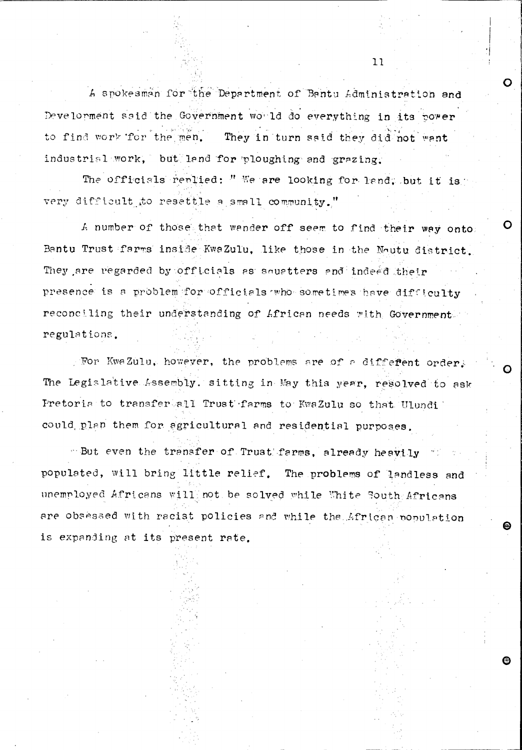A spokesman for the Department of Bantu Administration and Development said the Government would do everything in its power to find work for the men. They in turn said they did not want industrial work, but land for ploughing and grazing.

The officials replied: " We are looking for land, but it is very difficult to resettle a small community."

A number of those that wander off seem to find their way onto Bantu Trust farms inside KwaZulu, like those in the Nqutu district. They are regarded by officials as squatters and indeed their presence is a problem for officials who sometimes have difficulty reconciling their understanding of African needs with Government regulations.

For KwaZulu, however, the problems are of a different order. The Legislative Assembly sitting in May this year, resolved to ask Pretoria to transfer all Trust farms to KwaZulu so that Ulundi could plan them for agricultural and residential purposes.

But even the transfer of Trust farms, already heavily populated, will bring little relief. The problems of landless and unemployed Africans will not be solved while White South Africans are obsessed with racist policies and while the African population is expanding at its present rate.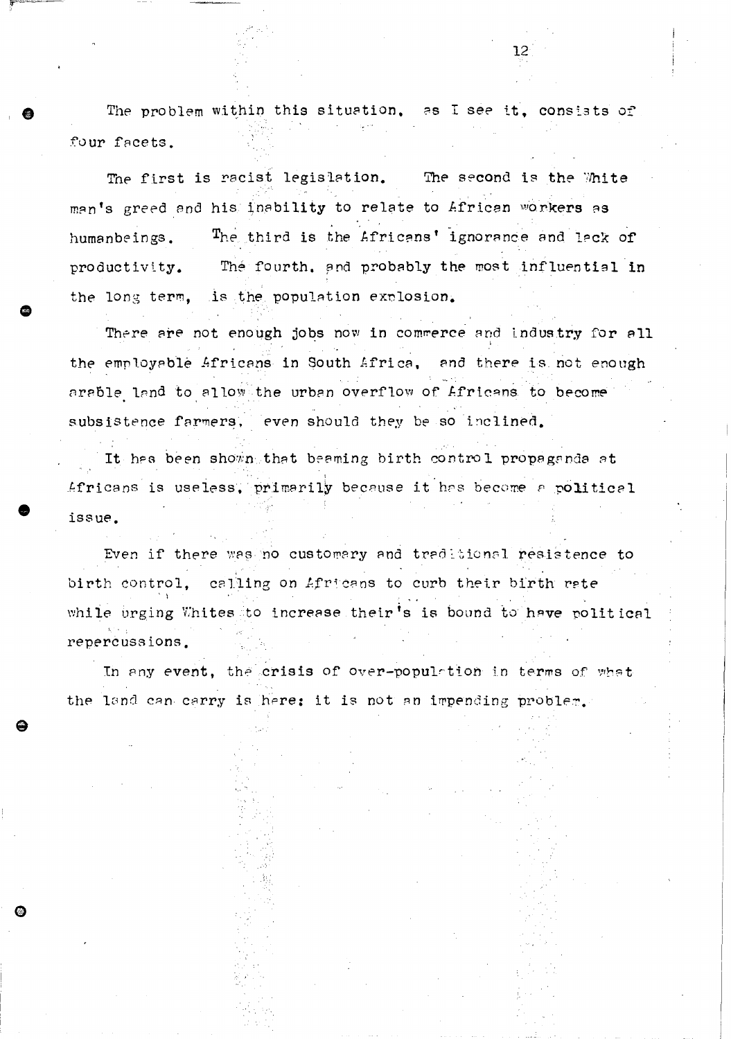The problem within this situation, as I see it, consists of four facets.

The first is racist legislation. The second is the White man's greed and his inability to relate to African workers as humanbeings. The third is the Africans' ignorance and lack of productivity. The fourth, and probably the most influential in the long term, is the population explosion.

There are not enough jobs now in commerce and industry for all the employable Africans in South Africa, and there is not enough arable land to allow the urban overflow of Africans to become subsistence farmers, even should they be so inclined.

It has been shown that beaming birth control propaganda at Africans is useless, primarily because it has become a political issue.

Even if there was no customary and traditional resistence to birth control, calling on Africans to curb their birth rate while urging Whites to increase their's is bound to have political repercussions.

In any event, the crisis of over-population in terms of what the land can carry is here: it is not an impending problem.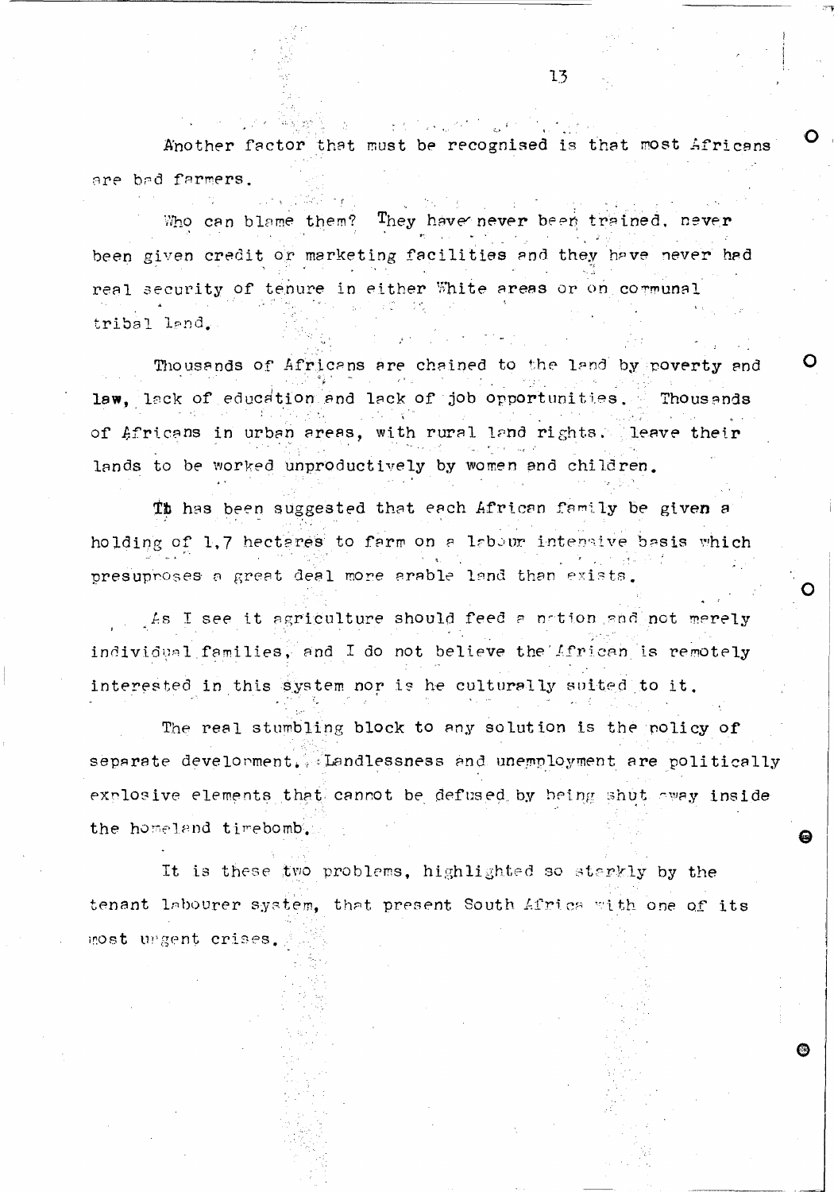Another factor that must be recognised is that most Africans are bad farmers.

Who can blame them? They have never been trained, never been given credit or marketing facilities and they have never had real security of tenure in either White areas or on communal tribal land.

Thousands of Africans are chained to the land by poverty and law, lack of education and lack of job opportunities. Thousands of Africans in urban areas, with rural land rights, leave their lands to be worked unproductively by women and children.

It has been suggested that each African family be given a holding of 1,7 hectares to farm on a labour intensive basis which presupposes a great deal more arable land than exists.

As I see it agriculture should feed a nation and not merely individual families, and I do not believe the African is remotely interested in this system nor is he culturally suited to it.

The real stumbling block to any solution is the policy of separate development. Landlessness and unemployment are politically explosive elements that cannot be defused by being shut away inside the homeland timebomb.

It is these two problems, highlighted so starkly by the tenant labourer system, that present South Africa with one of its most urgent crises.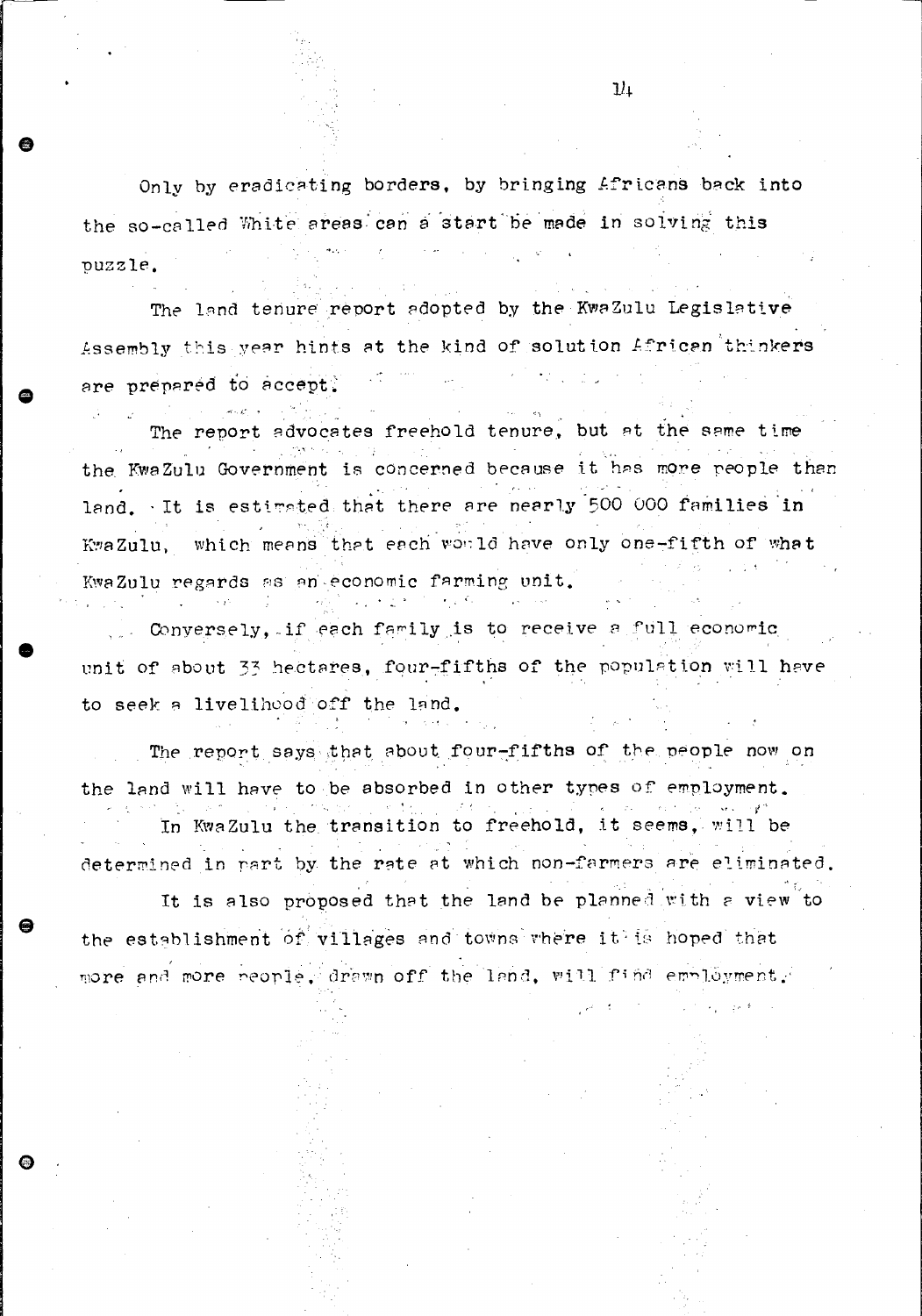Only by eradicating borders, by bringing Africans back into the so-called White areas can a start be made in solving this puzzle.

The land tenure report adopted by the KwaZulu Legislative Assembly this year hints at the kind of solution African thinkers are prepared to accept.

The report advocates freehold tenure, but at the same time the KwaZulu Government is concerned because it has more people than land. It is estimated that there are nearly 500 000 families in KwaZulu, which means that each would have only one-fifth of what KwaZulu regards as an economic farming unit.

Conversely, if each family is to receive a full economic unit of about 33 hectares, four-fifths of the population will have to seek a livelihood off the land.

The report says that about four-fifths of the people now on the land will have to be absorbed in other types of employment.

In KwaZulu the transition to freehold, it seems, will be determined in part by the rate at which non-farmers are eliminated.

It is also proposed that the land be planned with a view to the establishment of villages and towns where it is hoped that more and more people, drawn off the land, will find employment.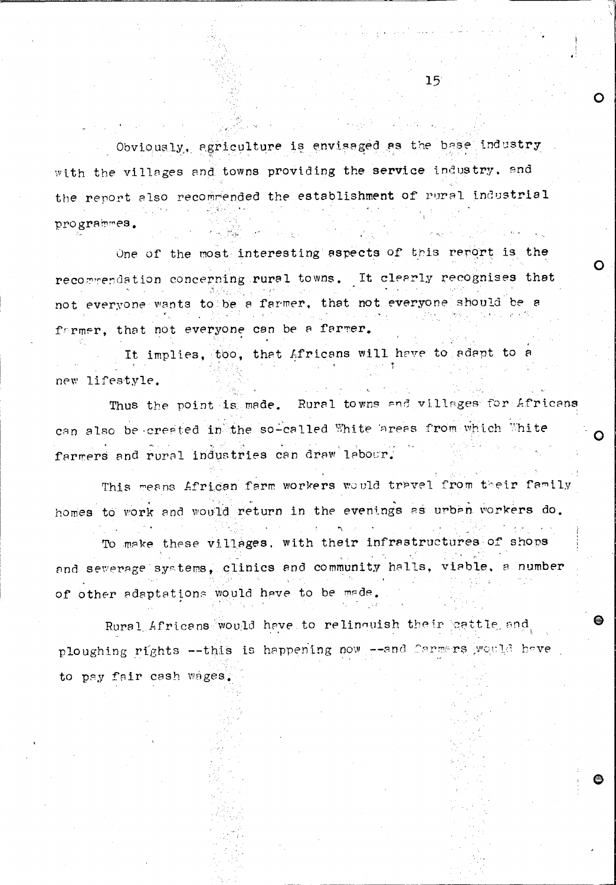Obviously, agriculture is envisaged as the base industry with the villages and towns providing the service industry, and the report also recommended the establishment of rural industrial programmes.

One of the most interesting aspects of this report is the recommendation concerning rural towns. It clearly recognises that not everyone wants to be a farmer, that not everyone should be a farmer, that not everyone can be a farmer.

It implies, too, that Africans will have to adapt to a new lifestyle.

Thus the point is made. Rural towns and villages for Africans can also be created in the so-called White areas from which White farmers and rural industries can draw labour.

This means African farm workers would travel from their family homes to work and would return in the evenings as urban workers do.

To make these villages, with their infrastructures of shops and sewerage systems, clinics and community halls, viable, a number of other adaptations would have to be made.

Rural Africans would have to relinquish their cattle and ploughing rights --this is happening now --and farmers would have to pay fair cash wages.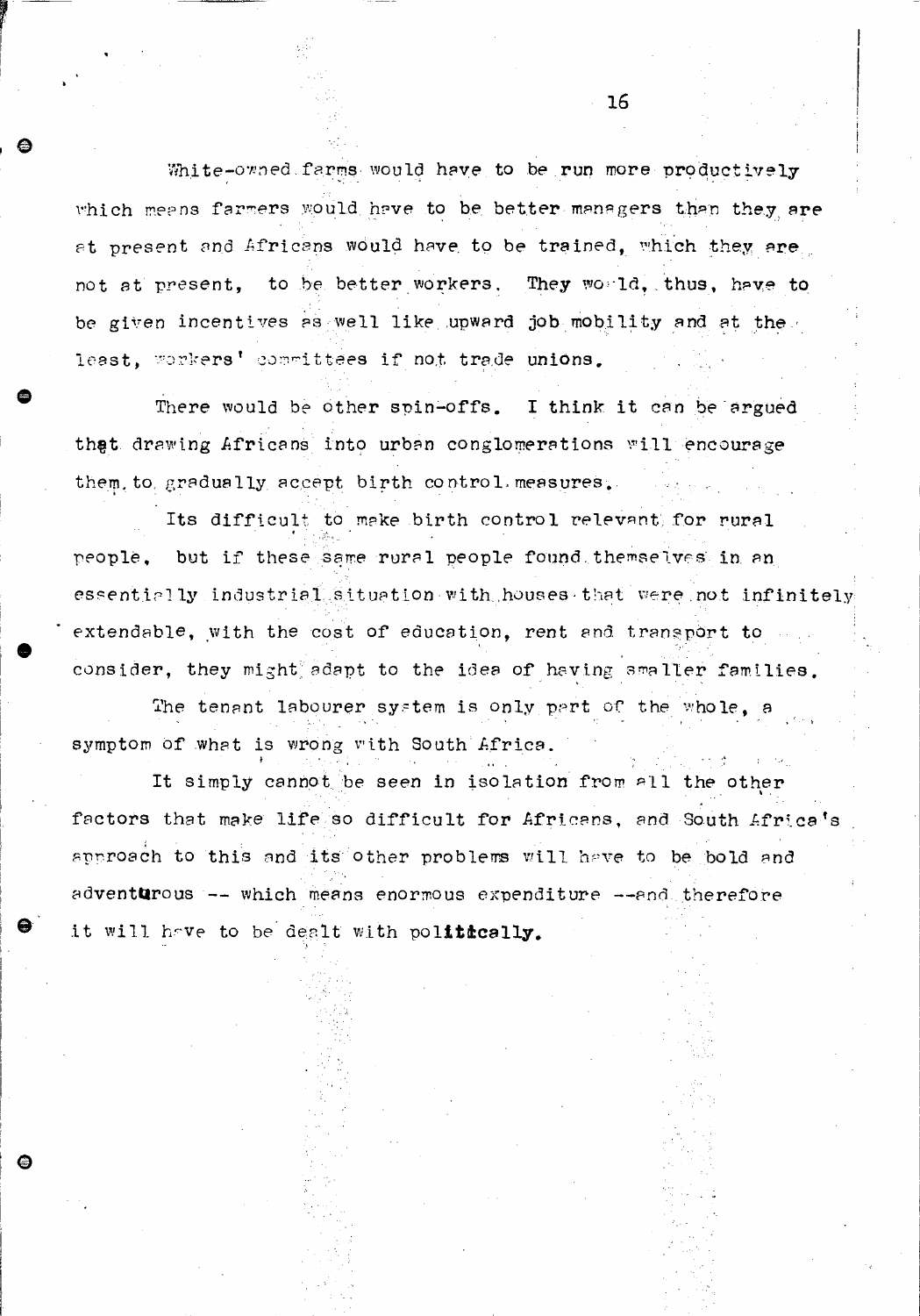White-owned farms would have to be run more productively which means farmers would have to be better managers than they are at present and Africans would have to be trained, which they are not at present, to be better workers. They would, thus, have to be given incentives as well like upward job mobility and at the least, workers' committees if not trade unions.

There would be other spin-offs. I think it can be argued that drawing Africans into urban conglomerations will encourage them to gradually accept birth control measures.

Its difficult to make birth control relevant for rural people, but if these same rural people found themselves in an essentially industrial situation with houses that were not infinitely extendable, with the cost of education, rent and transport to consider, they might adapt to the idea of having smaller families.

The tenant labourer system is only part of the whole, a symptom of what is wrong with South Africa.

It simply cannot be seen in isolation from all the other factors that make life so difficult for Africans, and South Africa's approach to this and its other problems will have to be bold and adventurous -- which means enormous expenditure --and therefore it will have to be dealt with politically.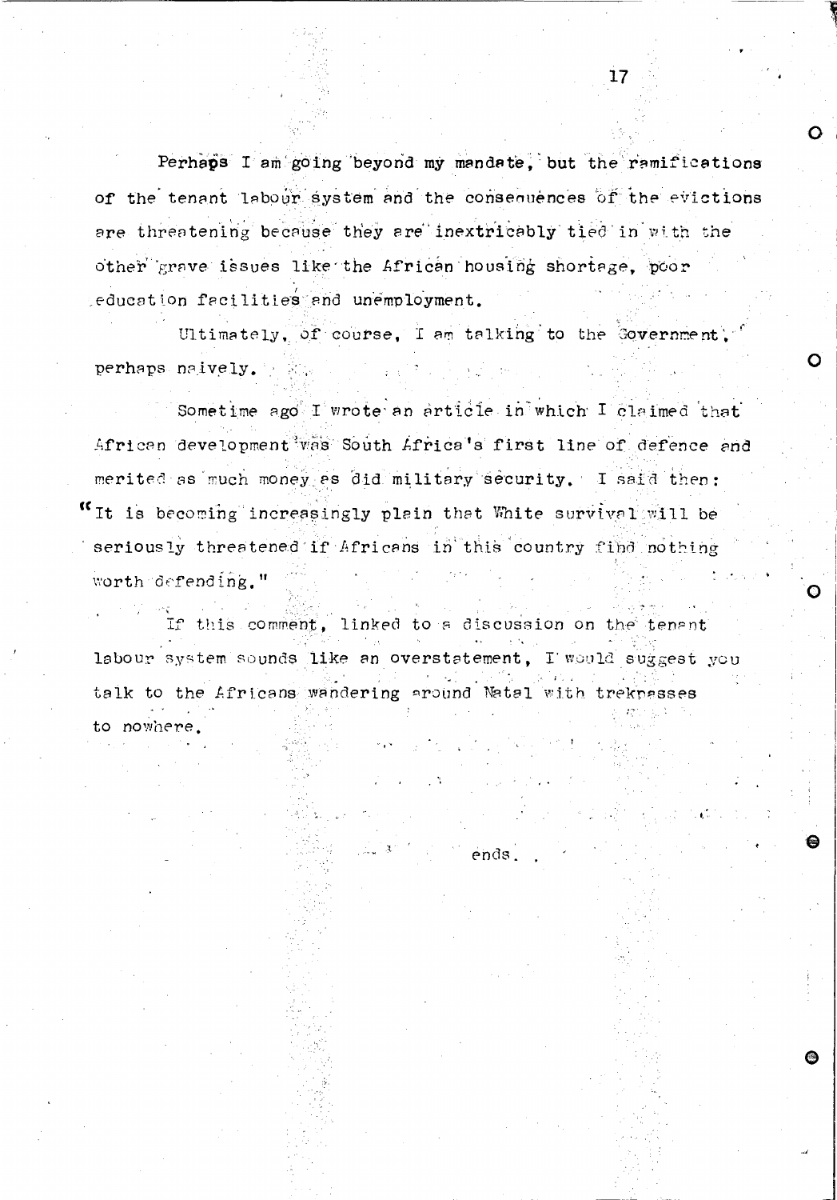Perhaps I am going beyond my mandate, but the ramifications of the tenant labour system and the consequences of the evictions are threatening because they are inextricably tied in with the other grave issues like the African housing shortage, poor education facilities and unemployment.

Ultimately, of course, I am talking to the Government, perhaps naively.

Sometime ago I wrote an article in which I claimed that African development was South Africa's first line of defence and merited as much money as did military security. I said then: "It is becoming increasingly plain that White survival will be seriously threatened if Africans in this country find nothing worth defending."

If this comment, linked to a discussion on the tenant labour system sounds like an overstatement, I would suggest you talk to the Africans wandering around Natal with trekpasses to nowhere.

ends.